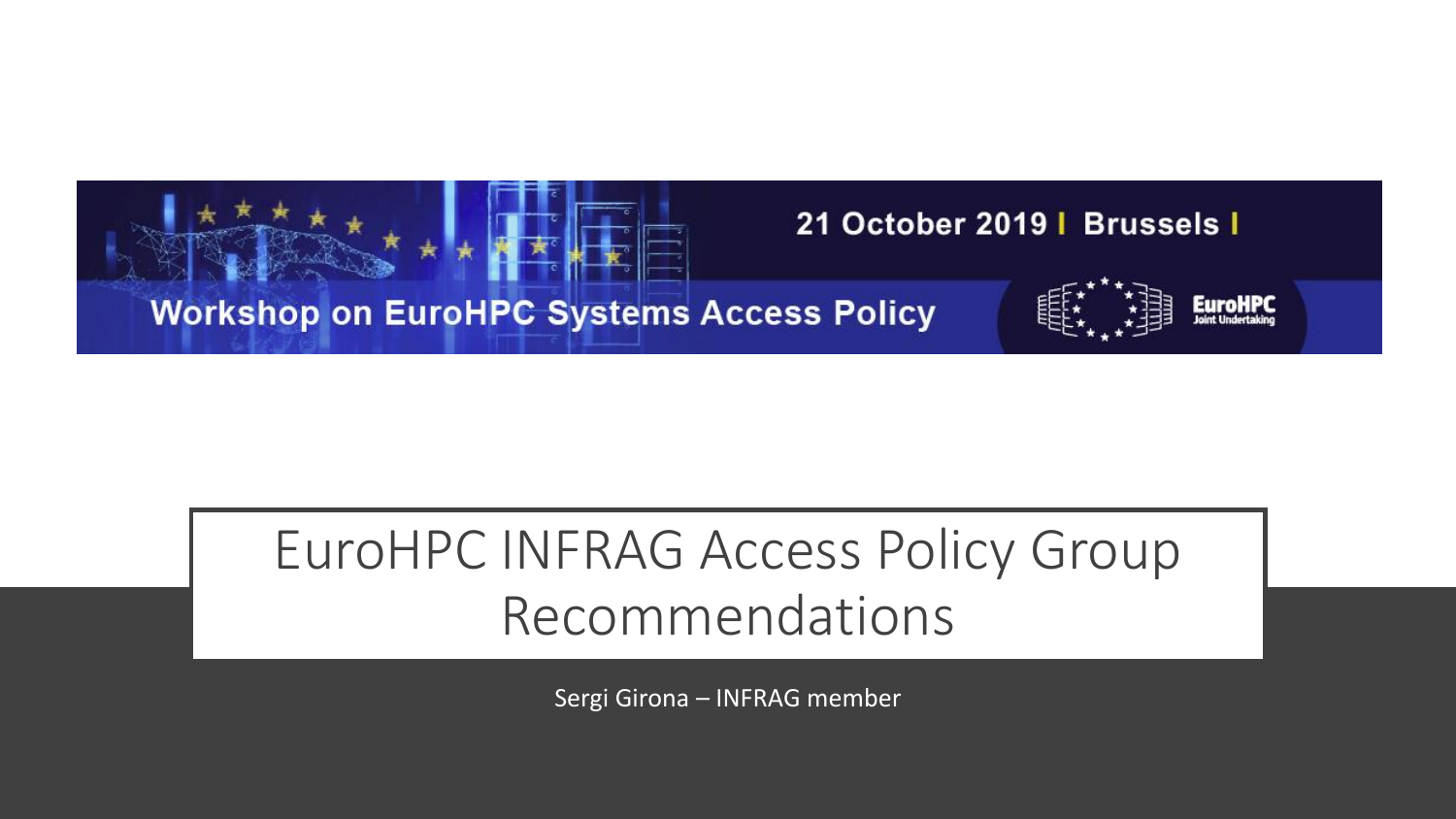21 October 2019 | Brussels |

Workshop on EuroHPC Systems Access Policy

EuroHPC Joint Undertaking

# EuroHPC INFRAG Access Policy Group Recommendations

Sergi Girona – INFRAG member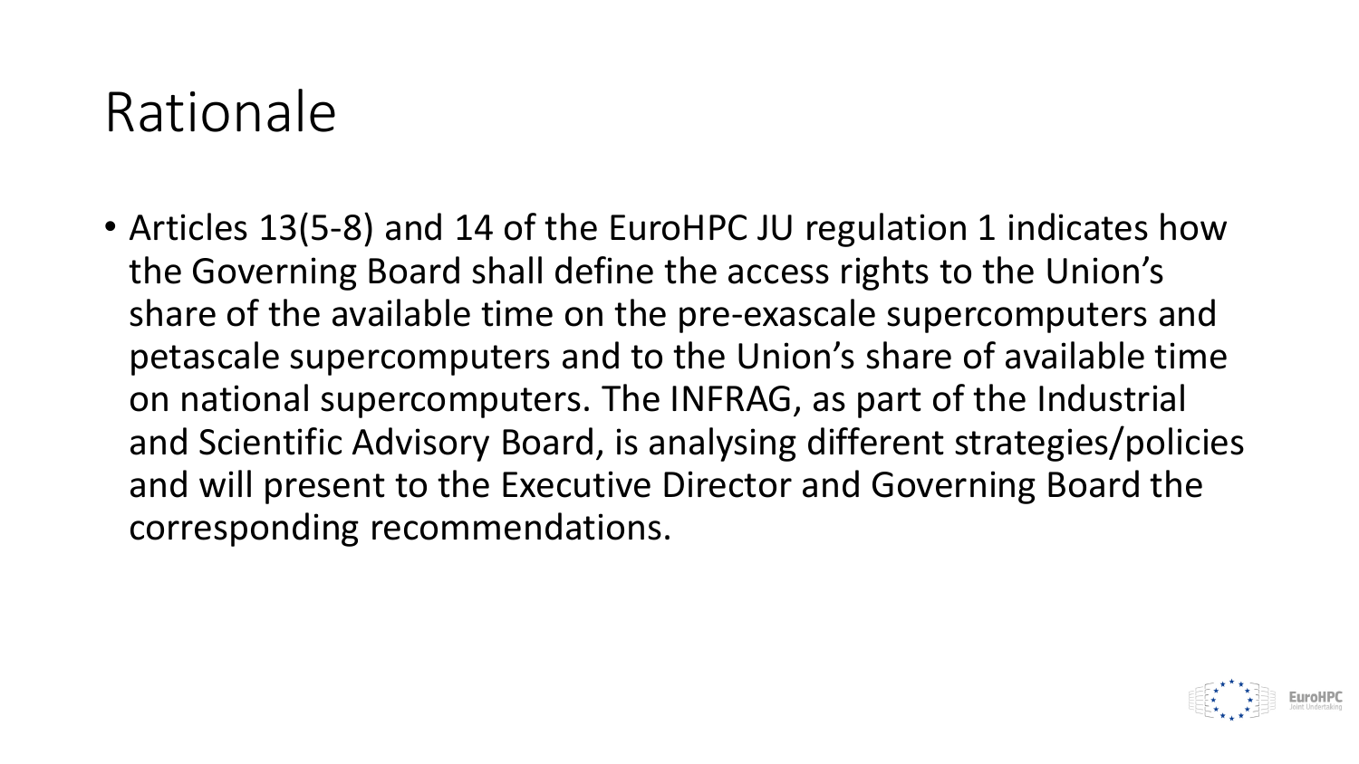# Rationale

- Articles 13(5-8) and 14 of the EuroHPC JU regulation 1 indicates how the Governing Board shall define the access rights to the Union's share of the available time on the pre-exascale supercomputers and petascale supercomputers and to the Union's share of available time on national supercomputers. The INFRAG, as part of the Industrial and Scientific Advisory Board, is analysing different strategies/policies and will present to the Executive Director and Governing Board the corresponding recommendations.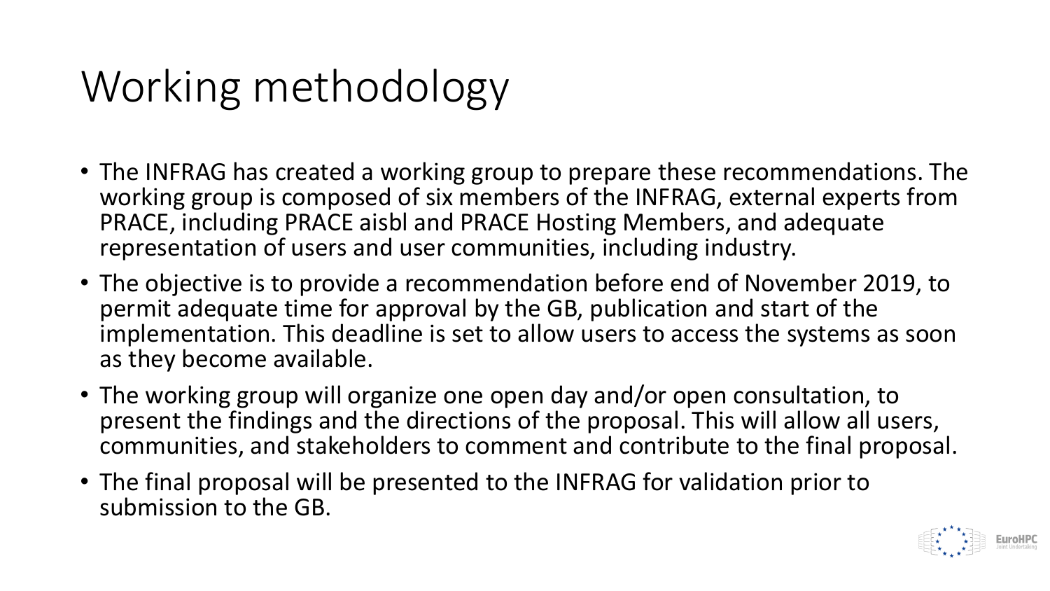# Working methodology

- The INFRAG has created a working group to prepare these recommendations. The working group is composed of six members of the INFRAG, external experts from PRACE, including PRACE aisbl and PRACE Hosting Members, and adequate representation of users and user communities, including industry.
- The objective is to provide a recommendation before end of November 2019, to permit adequate time for approval by the GB, publication and start of the implementation. This deadline is set to allow users to access the systems as soon as they become available.
- The working group will organize one open day and/or open consultation, to present the findings and the directions of the proposal. This will allow all users, communities, and stakeholders to comment and contribute to the final proposal.
- The final proposal will be presented to the INFRAG for validation prior to submission to the GB.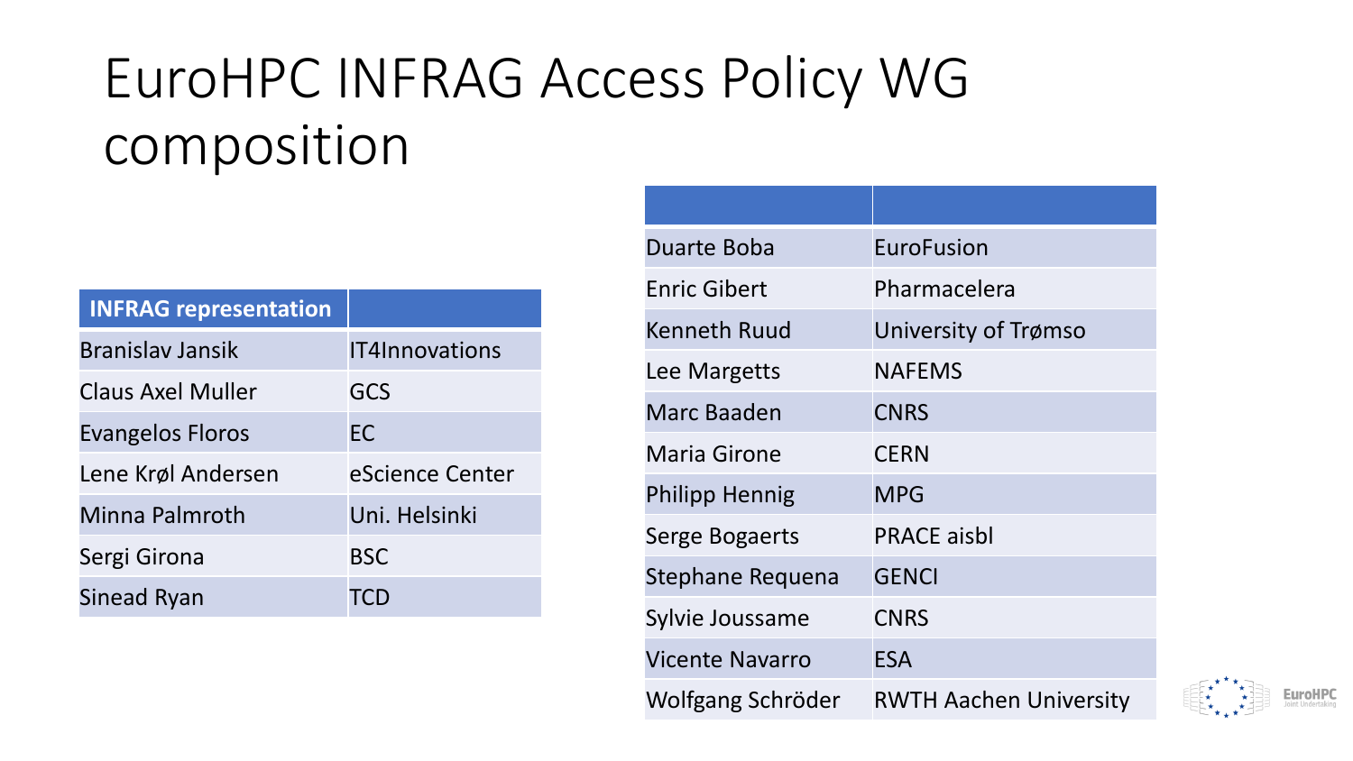# EuroHPC INFRAG Access Policy WG composition

| INFRAG representation | |
|---|---|
| Branislav Jansik | IT4Innovations |
| Claus Axel Muller | GCS |
| Evangelos Floros | EC |
| Lene Krøl Andersen | eScience Center |
| Minna Palmroth | Uni. Helsinki |
| Sergi Girona | BSC |
| Sinead Ryan | TCD |

| | |
|---|---|
| Duarte Boba | EuroFusion |
| Enric Gibert | Pharmacelera |
| Kenneth Ruud | University of Trømso |
| Lee Margetts | NAFEMS |
| Marc Baaden | CNRS |
| Maria Girone | CERN |
| Philipp Hennig | MPG |
| Serge Bogaerts | PRACE aisbl |
| Stephane Requena | GENCI |
| Sylvie Joussame | CNRS |
| Vicente Navarro | ESA |
| Wolfgang Schröder | RWTH Aachen University |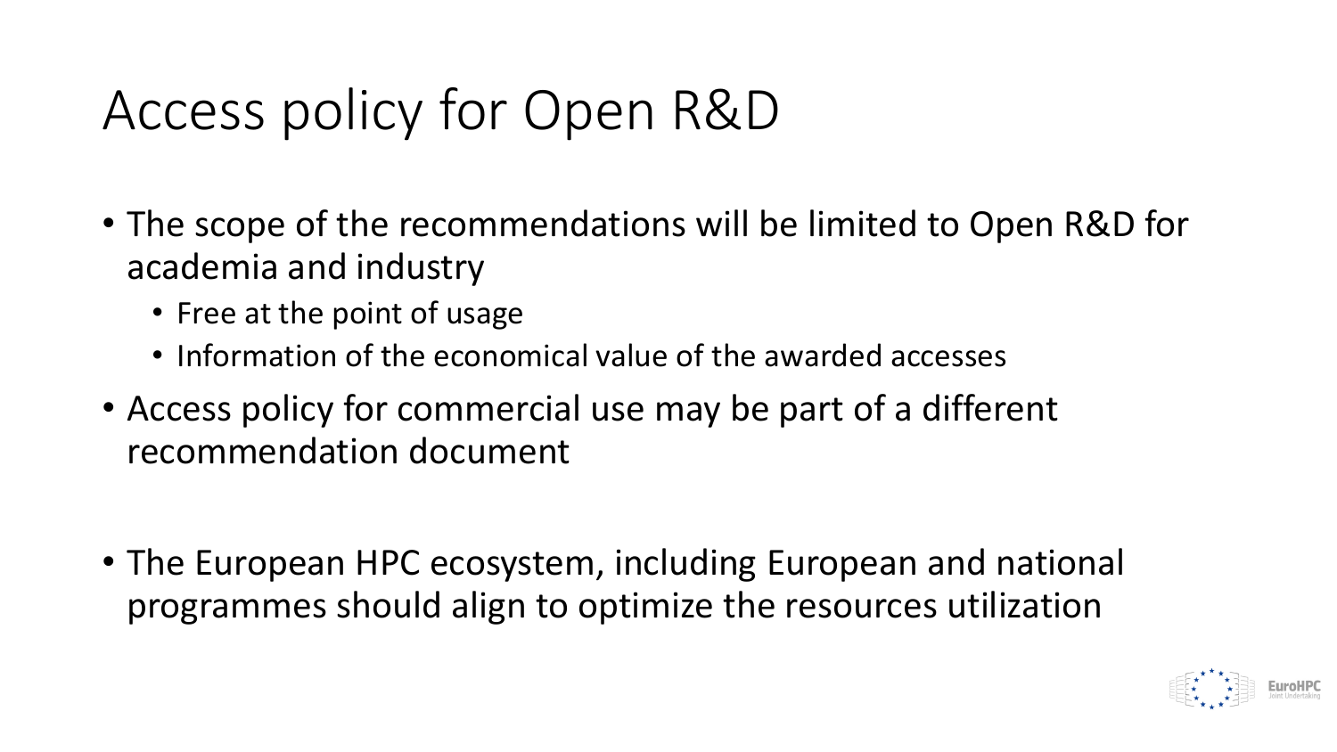# Access policy for Open R&D

- The scope of the recommendations will be limited to Open R&D for academia and industry
  - Free at the point of usage
  - Information of the economical value of the awarded accesses
- Access policy for commercial use may be part of a different recommendation document
- The European HPC ecosystem, including European and national programmes should align to optimize the resources utilization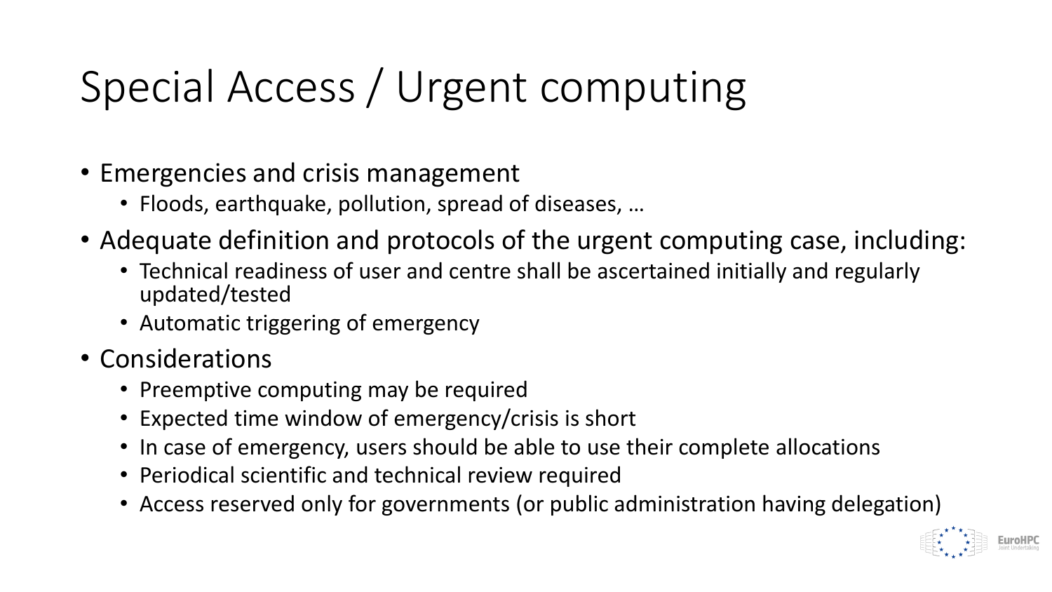# Special Access / Urgent computing

- Emergencies and crisis management
  - Floods, earthquake, pollution, spread of diseases, …
- Adequate definition and protocols of the urgent computing case, including:
  - Technical readiness of user and centre shall be ascertained initially and regularly updated/tested
  - Automatic triggering of emergency
- Considerations
  - Preemptive computing may be required
  - Expected time window of emergency/crisis is short
  - In case of emergency, users should be able to use their complete allocations
  - Periodical scientific and technical review required
  - Access reserved only for governments (or public administration having delegation)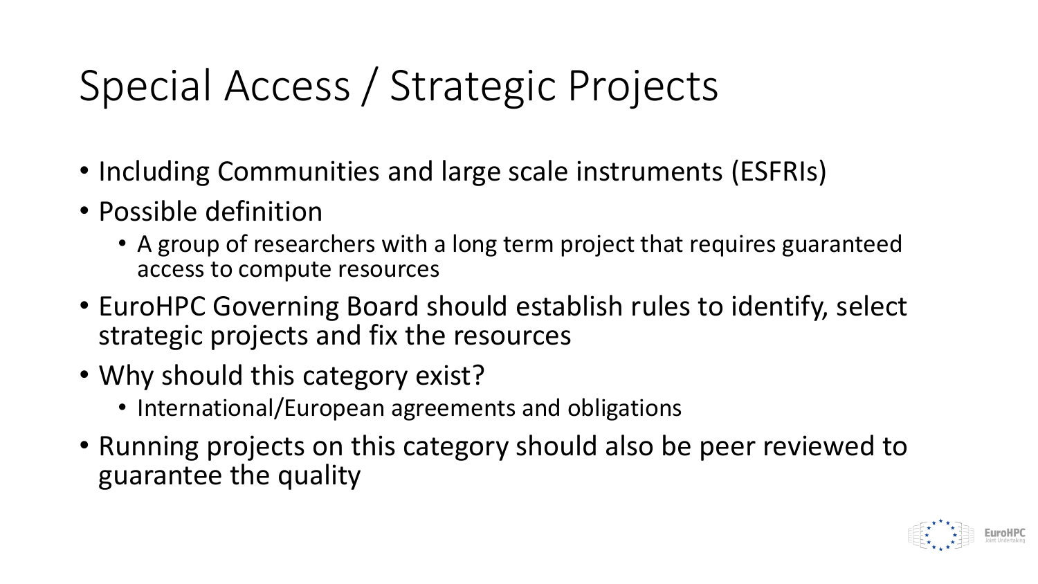# Special Access / Strategic Projects

- Including Communities and large scale instruments (ESFRIs)
- Possible definition
  - A group of researchers with a long term project that requires guaranteed access to compute resources
- EuroHPC Governing Board should establish rules to identify, select strategic projects and fix the resources
- Why should this category exist?
  - International/European agreements and obligations
- Running projects on this category should also be peer reviewed to guarantee the quality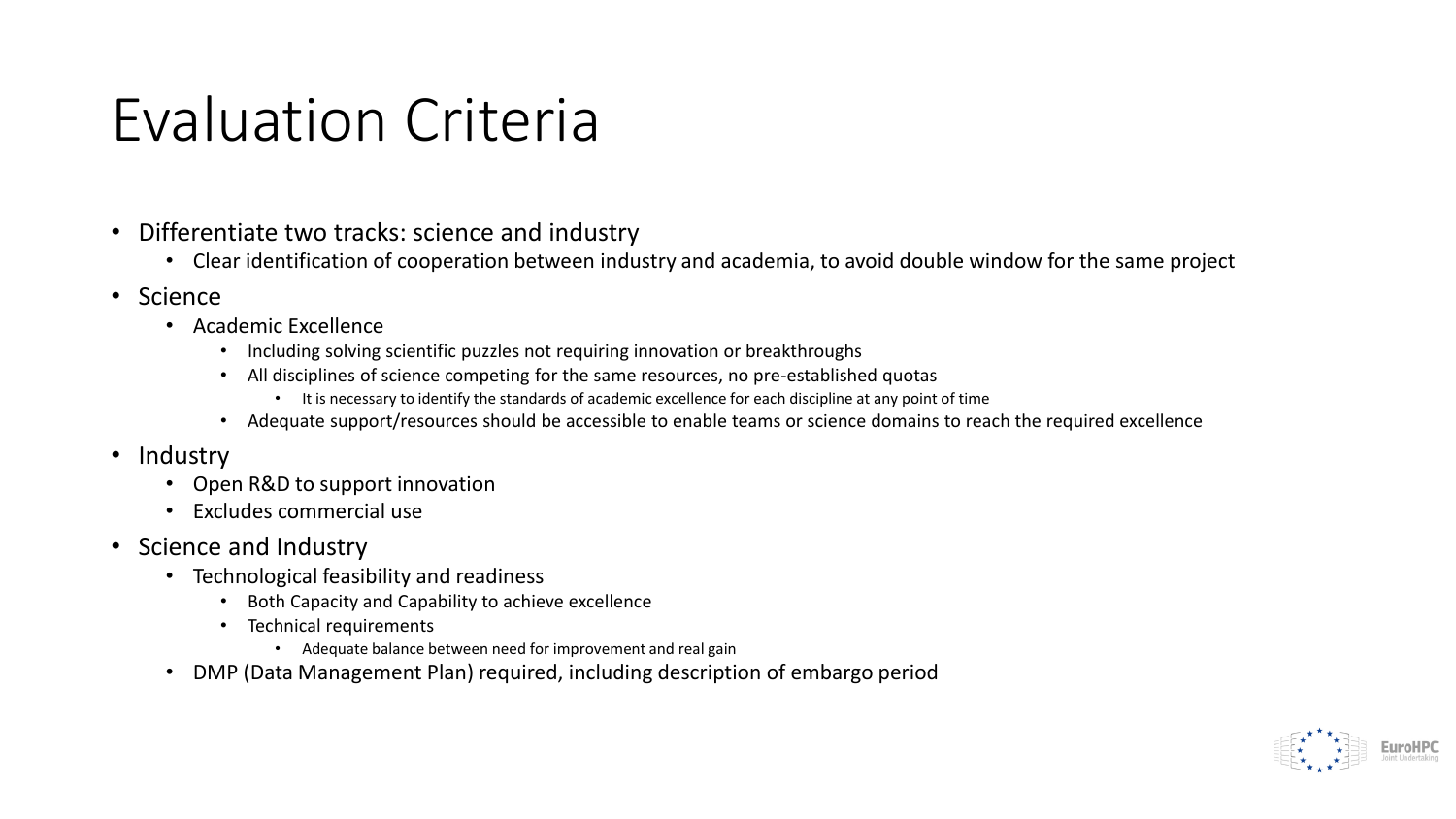# Evaluation Criteria

- Differentiate two tracks: science and industry
  - Clear identification of cooperation between industry and academia, to avoid double window for the same project
- Science
  - Academic Excellence
    - Including solving scientific puzzles not requiring innovation or breakthroughs
    - All disciplines of science competing for the same resources, no pre-established quotas
      - It is necessary to identify the standards of academic excellence for each discipline at any point of time
    - Adequate support/resources should be accessible to enable teams or science domains to reach the required excellence
- Industry
  - Open R&D to support innovation
  - Excludes commercial use
- Science and Industry
  - Technological feasibility and readiness
    - Both Capacity and Capability to achieve excellence
    - Technical requirements
      - Adequate balance between need for improvement and real gain
  - DMP (Data Management Plan) required, including description of embargo period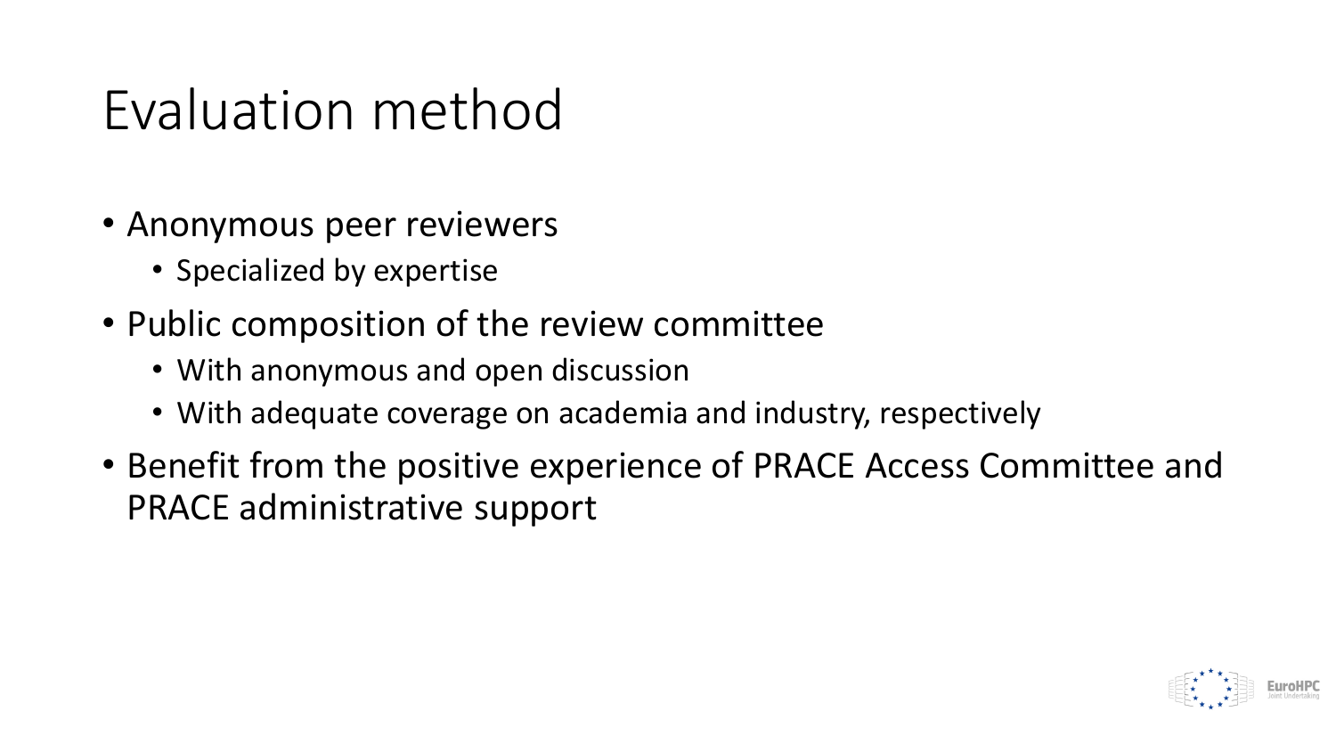# Evaluation method

- Anonymous peer reviewers
  - Specialized by expertise
- Public composition of the review committee
  - With anonymous and open discussion
  - With adequate coverage on academia and industry, respectively
- Benefit from the positive experience of PRACE Access Committee and PRACE administrative support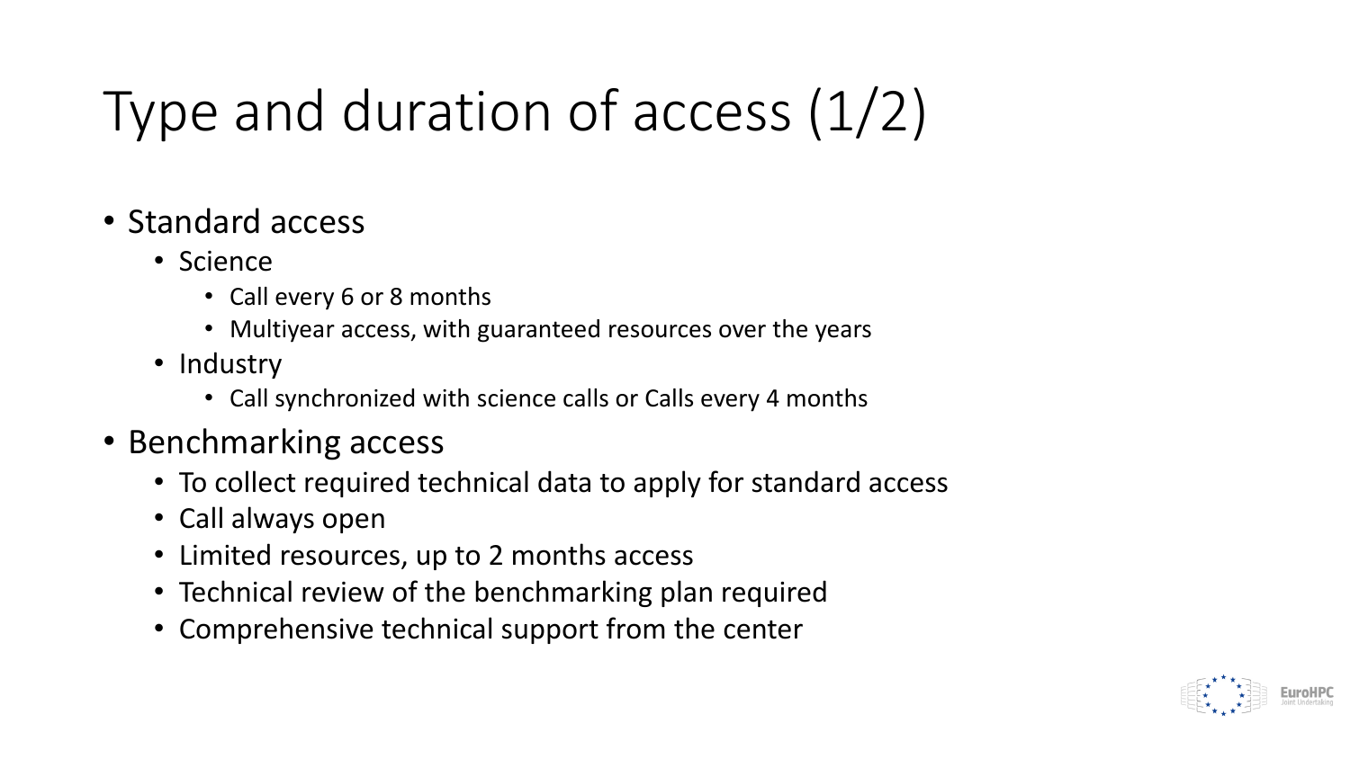# Type and duration of access (1/2)

- Standard access
  - Science
    - Call every 6 or 8 months
    - Multiyear access, with guaranteed resources over the years
  - Industry
    - Call synchronized with science calls or Calls every 4 months
- Benchmarking access
  - To collect required technical data to apply for standard access
  - Call always open
  - Limited resources, up to 2 months access
  - Technical review of the benchmarking plan required
  - Comprehensive technical support from the center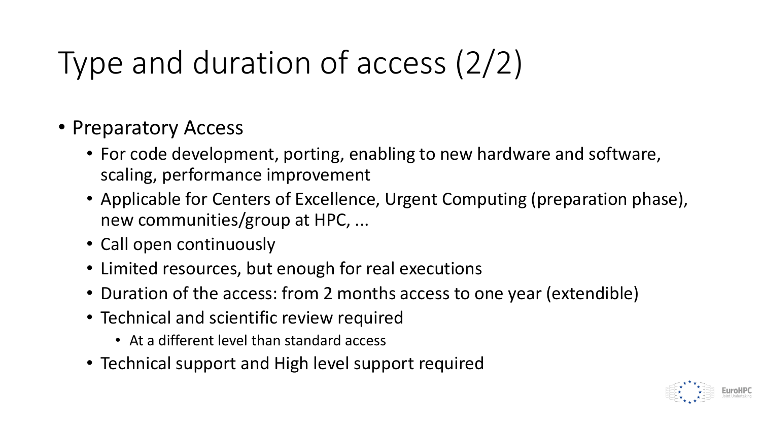# Type and duration of access (2/2)

- Preparatory Access
  - For code development, porting, enabling to new hardware and software, scaling, performance improvement
  - Applicable for Centers of Excellence, Urgent Computing (preparation phase), new communities/group at HPC, ...
  - Call open continuously
  - Limited resources, but enough for real executions
  - Duration of the access: from 2 months access to one year (extendible)
  - Technical and scientific review required
    - At a different level than standard access
  - Technical support and High level support required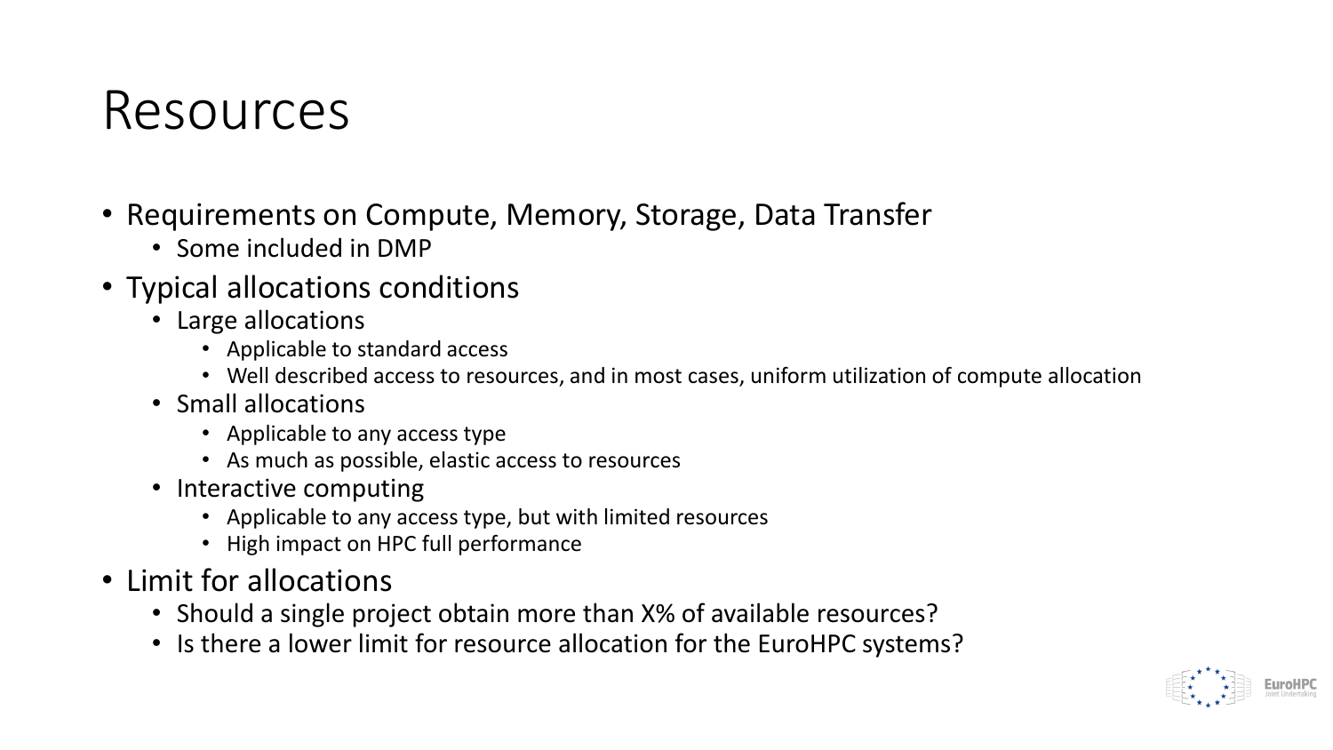# Resources

- Requirements on Compute, Memory, Storage, Data Transfer
  - Some included in DMP
- Typical allocations conditions
  - Large allocations
    - Applicable to standard access
    - Well described access to resources, and in most cases, uniform utilization of compute allocation
  - Small allocations
    - Applicable to any access type
    - As much as possible, elastic access to resources
  - Interactive computing
    - Applicable to any access type, but with limited resources
    - High impact on HPC full performance
- Limit for allocations
  - Should a single project obtain more than X% of available resources?
  - Is there a lower limit for resource allocation for the EuroHPC systems?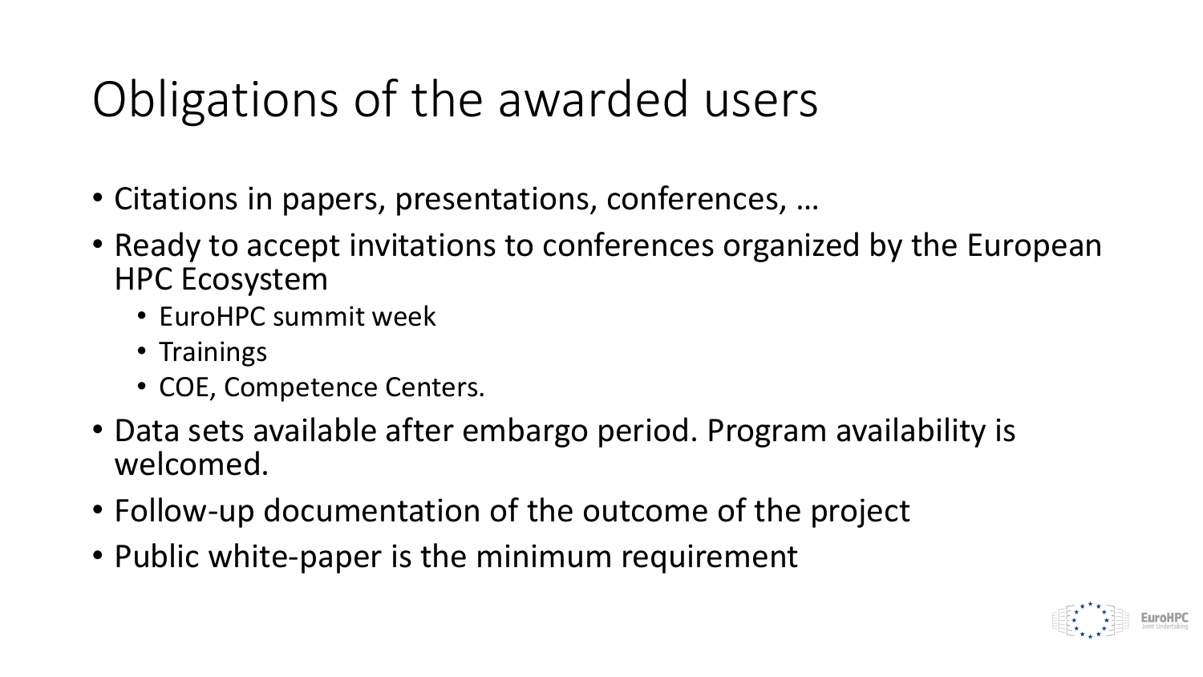# Obligations of the awarded users

- Citations in papers, presentations, conferences, …
- Ready to accept invitations to conferences organized by the European HPC Ecosystem
  - EuroHPC summit week
  - Trainings
  - COE, Competence Centers.
- Data sets available after embargo period. Program availability is welcomed.
- Follow-up documentation of the outcome of the project
- Public white-paper is the minimum requirement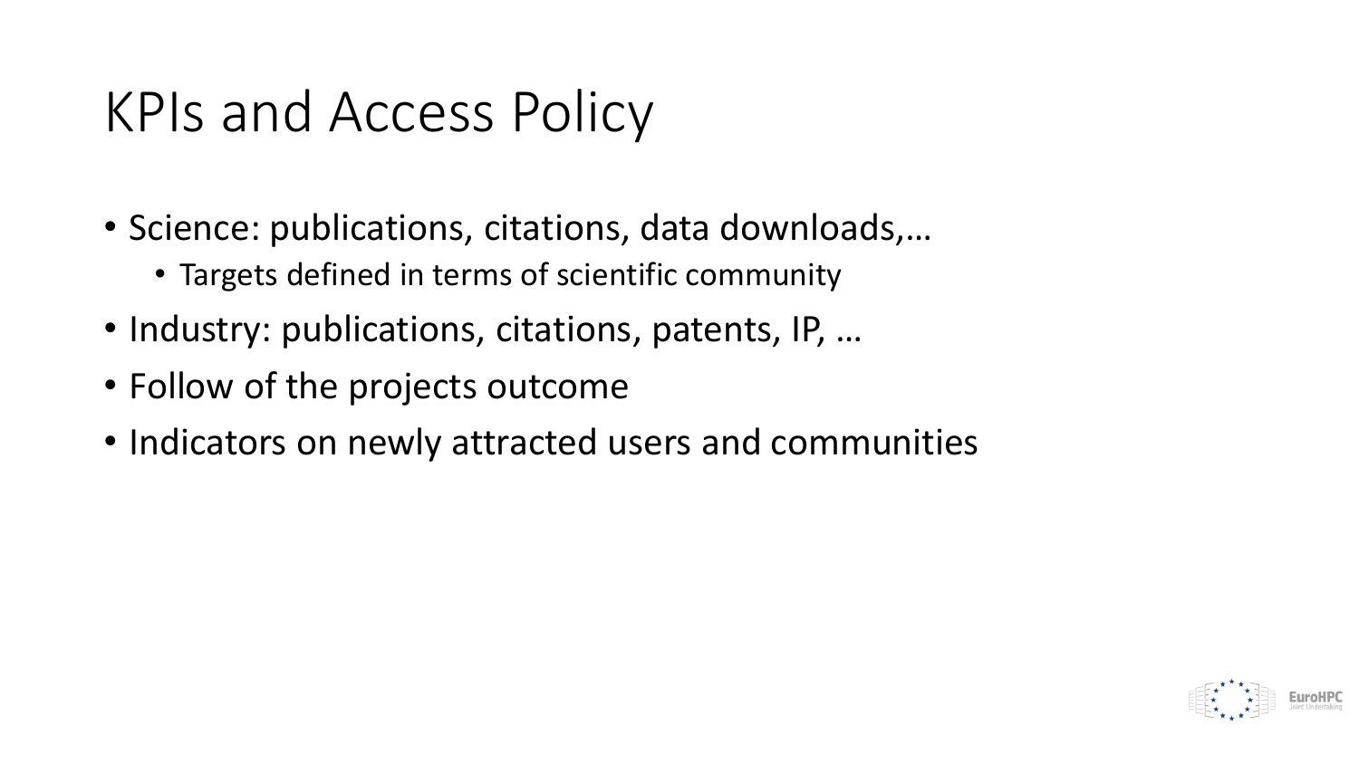# KPIs and Access Policy

- Science: publications, citations, data downloads,…
  - Targets defined in terms of scientific community
- Industry: publications, citations, patents, IP, …
- Follow of the projects outcome
- Indicators on newly attracted users and communities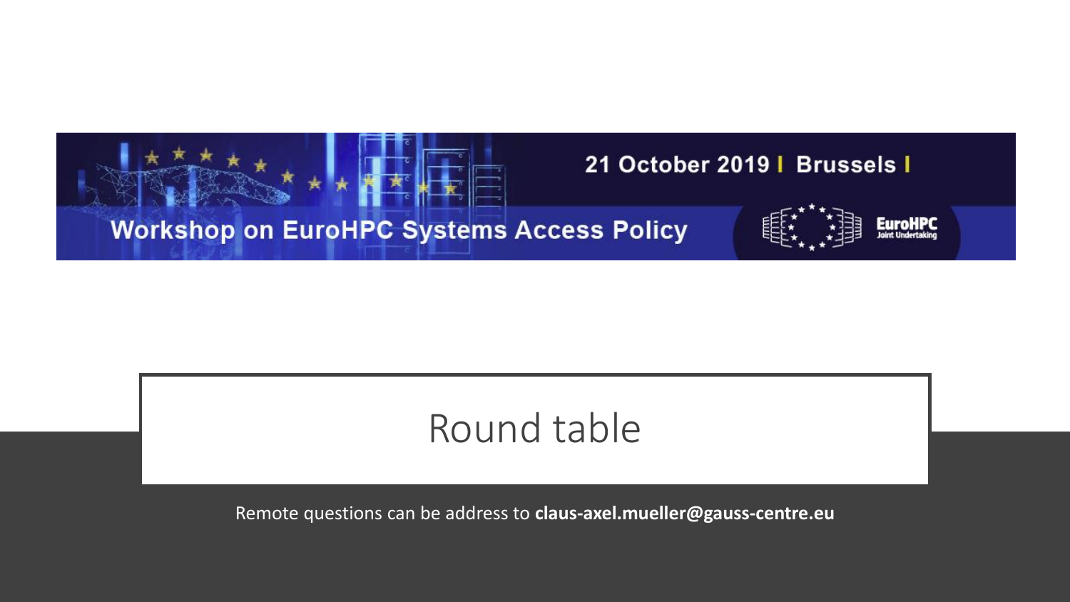21 October 2019 | Brussels |

Workshop on EuroHPC Systems Access Policy

EuroHPC Joint Undertaking

# Round table

Remote questions can be address to **claus-axel.mueller@gauss-centre.eu**